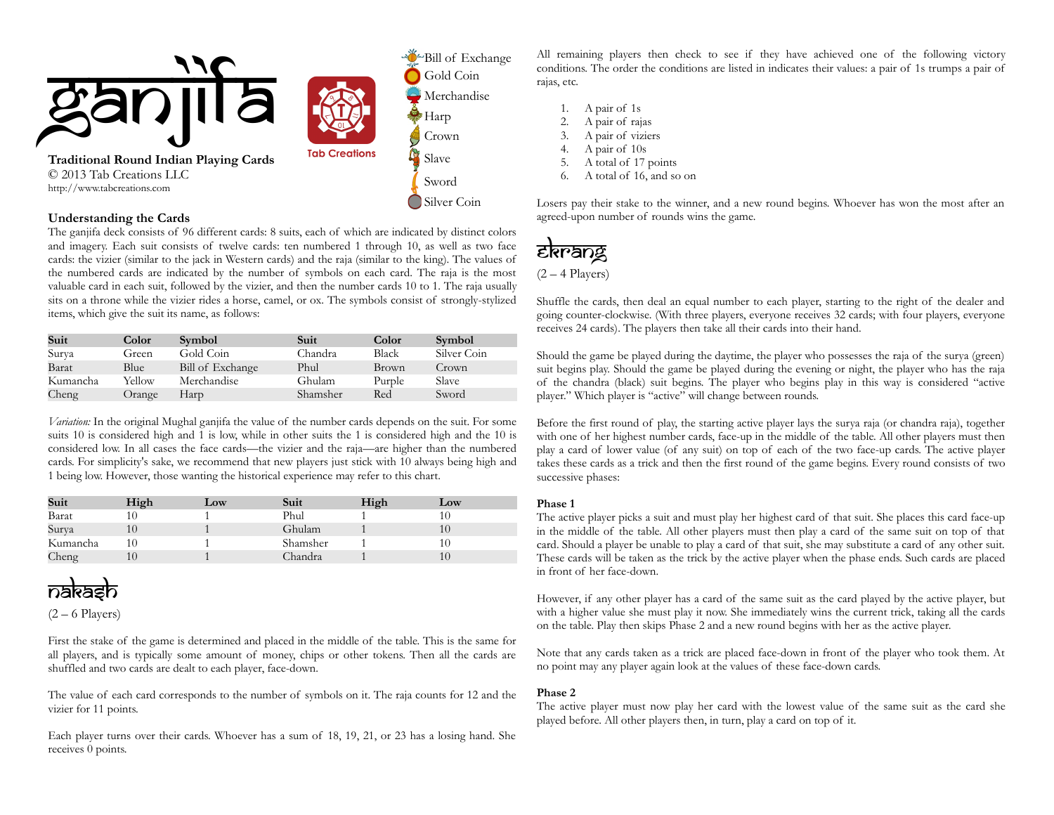# ganjifa

**Traditional Round Indian Playing Cards**
© 2013 Tab Creations LLC
http://www.tabcreations.com

Tab Creations

- Bill of Exchange
- Gold Coin
- Merchandise
- Harp
- Crown
- Slave
- Sword
- Silver Coin

### Understanding the Cards

The ganjifa deck consists of 96 different cards: 8 suits, each of which are indicated by distinct colors and imagery. Each suit consists of twelve cards: ten numbered 1 through 10, as well as two face cards: the vizier (similar to the jack in Western cards) and the raja (similar to the king). The values of the numbered cards are indicated by the number of symbols on each card. The raja is the most valuable card in each suit, followed by the vizier, and then the number cards 10 to 1. The raja usually sits on a throne while the vizier rides a horse, camel, or ox. The symbols consist of strongly-stylized items, which give the suit its name, as follows:

| Suit | Color | Symbol | Suit | Color | Symbol |
|---|---|---|---|---|---|
| Surya | Green | Gold Coin | Chandra | Black | Silver Coin |
| Barat | Blue | Bill of Exchange | Phul | Brown | Crown |
| Kumancha | Yellow | Merchandise | Ghulam | Purple | Slave |
| Cheng | Orange | Harp | Shamsher | Red | Sword |

*Variation:* In the original Mughal ganjifa the value of the number cards depends on the suit. For some suits 10 is considered high and 1 is low, while in other suits the 1 is considered high and the 10 is considered low. In all cases the face cards—the vizier and the raja—are higher than the numbered cards. For simplicity's sake, we recommend that new players just stick with 10 always being high and 1 being low. However, those wanting the historical experience may refer to this chart.

| Suit | High | Low | Suit | High | Low |
|---|---|---|---|---|---|
| Barat | 10 | 1 | Phul | 1 | 10 |
| Surya | 10 | 1 | Ghulam | 1 | 10 |
| Kumancha | 10 | 1 | Shamsher | 1 | 10 |
| Cheng | 10 | 1 | Chandra | 1 | 10 |

## nakash

(2 – 6 Players)

First the stake of the game is determined and placed in the middle of the table. This is the same for all players, and is typically some amount of money, chips or other tokens. Then all the cards are shuffled and two cards are dealt to each player, face-down.

The value of each card corresponds to the number of symbols on it. The raja counts for 12 and the vizier for 11 points.

Each player turns over their cards. Whoever has a sum of 18, 19, 21, or 23 has a losing hand. She receives 0 points.

All remaining players then check to see if they have achieved one of the following victory conditions. The order the conditions are listed in indicates their values: a pair of 1s trumps a pair of rajas, etc.

1. A pair of 1s
2. A pair of rajas
3. A pair of viziers
4. A pair of 10s
5. A total of 17 points
6. A total of 16, and so on

Losers pay their stake to the winner, and a new round begins. Whoever has won the most after an agreed-upon number of rounds wins the game.

## ekrang

(2 – 4 Players)

Shuffle the cards, then deal an equal number to each player, starting to the right of the dealer and going counter-clockwise. (With three players, everyone receives 32 cards; with four players, everyone receives 24 cards). The players then take all their cards into their hand.

Should the game be played during the daytime, the player who possesses the raja of the surya (green) suit begins play. Should the game be played during the evening or night, the player who has the raja of the chandra (black) suit begins. The player who begins play in this way is considered "active player." Which player is "active" will change between rounds.

Before the first round of play, the starting active player lays the surya raja (or chandra raja), together with one of her highest number cards, face-up in the middle of the table. All other players must then play a card of lower value (of any suit) on top of each of the two face-up cards. The active player takes these cards as a trick and then the first round of the game begins. Every round consists of two successive phases:

**Phase 1**

The active player picks a suit and must play her highest card of that suit. She places this card face-up in the middle of the table. All other players must then play a card of the same suit on top of that card. Should a player be unable to play a card of that suit, she may substitute a card of any other suit. These cards will be taken as the trick by the active player when the phase ends. Such cards are placed in front of her face-down.

However, if any other player has a card of the same suit as the card played by the active player, but with a higher value she must play it now. She immediately wins the current trick, taking all the cards on the table. Play then skips Phase 2 and a new round begins with her as the active player.

Note that any cards taken as a trick are placed face-down in front of the player who took them. At no point may any player again look at the values of these face-down cards.

**Phase 2**

The active player must now play her card with the lowest value of the same suit as the card she played before. All other players then, in turn, play a card on top of it.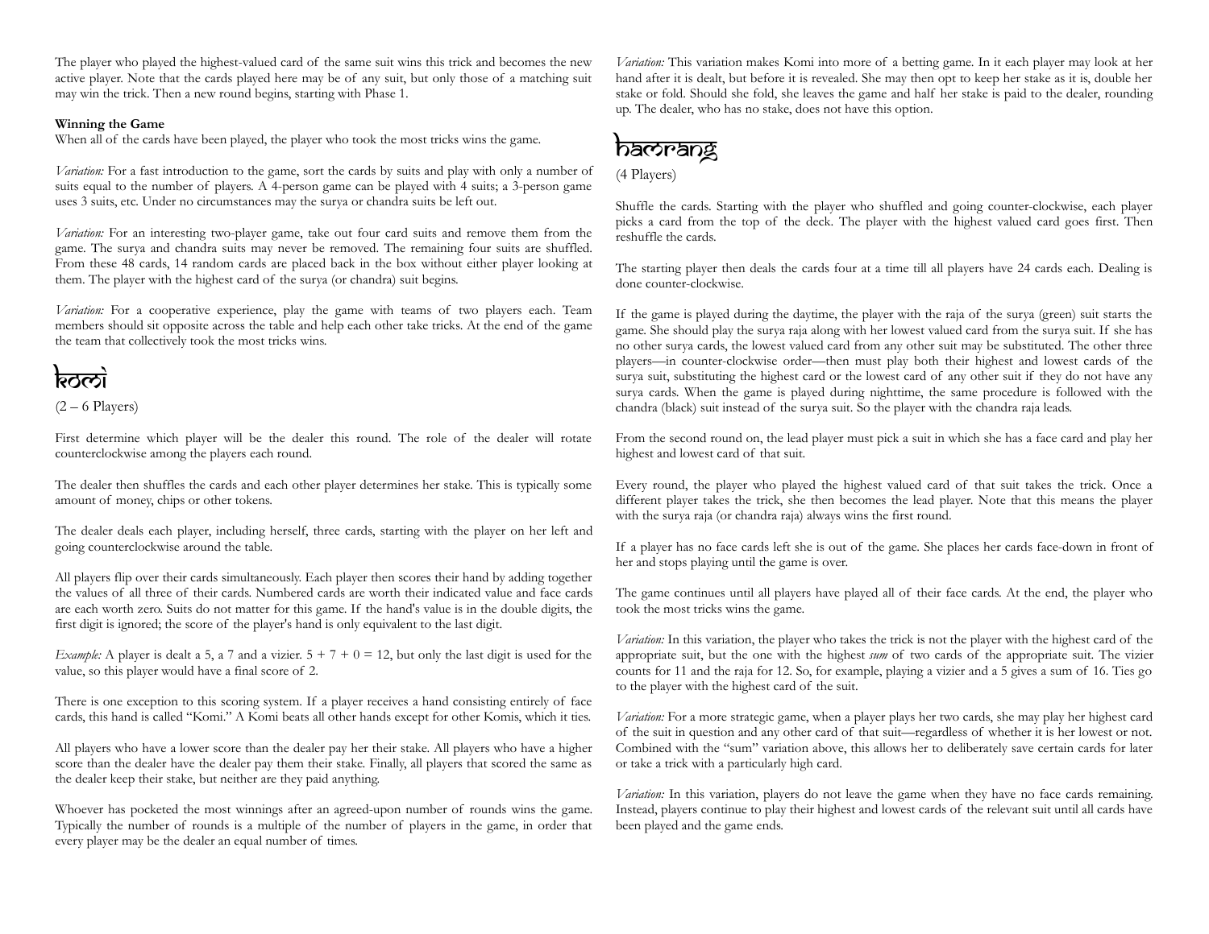The player who played the highest-valued card of the same suit wins this trick and becomes the new active player. Note that the cards played here may be of any suit, but only those of a matching suit may win the trick. Then a new round begins, starting with Phase 1.

**Winning the Game**

When all of the cards have been played, the player who took the most tricks wins the game.

*Variation:* For a fast introduction to the game, sort the cards by suits and play with only a number of suits equal to the number of players. A 4-person game can be played with 4 suits; a 3-person game uses 3 suits, etc. Under no circumstances may the surya or chandra suits be left out.

*Variation:* For an interesting two-player game, take out four card suits and remove them from the game. The surya and chandra suits may never be removed. The remaining four suits are shuffled. From these 48 cards, 14 random cards are placed back in the box without either player looking at them. The player with the highest card of the surya (or chandra) suit begins.

*Variation:* For a cooperative experience, play the game with teams of two players each. Team members should sit opposite across the table and help each other take tricks. At the end of the game the team that collectively took the most tricks wins.

## komi

(2 – 6 Players)

First determine which player will be the dealer this round. The role of the dealer will rotate counterclockwise among the players each round.

The dealer then shuffles the cards and each other player determines her stake. This is typically some amount of money, chips or other tokens.

The dealer deals each player, including herself, three cards, starting with the player on her left and going counterclockwise around the table.

All players flip over their cards simultaneously. Each player then scores their hand by adding together the values of all three of their cards. Numbered cards are worth their indicated value and face cards are each worth zero. Suits do not matter for this game. If the hand's value is in the double digits, the first digit is ignored; the score of the player's hand is only equivalent to the last digit.

*Example:* A player is dealt a 5, a 7 and a vizier. 5 + 7 + 0 = 12, but only the last digit is used for the value, so this player would have a final score of 2.

There is one exception to this scoring system. If a player receives a hand consisting entirely of face cards, this hand is called "Komi." A Komi beats all other hands except for other Komis, which it ties.

All players who have a lower score than the dealer pay her their stake. All players who have a higher score than the dealer have the dealer pay them their stake. Finally, all players that scored the same as the dealer keep their stake, but neither are they paid anything.

Whoever has pocketed the most winnings after an agreed-upon number of rounds wins the game. Typically the number of rounds is a multiple of the number of players in the game, in order that every player may be the dealer an equal number of times.

*Variation:* This variation makes Komi into more of a betting game. In it each player may look at her hand after it is dealt, but before it is revealed. She may then opt to keep her stake as it is, double her stake or fold. Should she fold, she leaves the game and half her stake is paid to the dealer, rounding up. The dealer, who has no stake, does not have this option.

## hamrang

(4 Players)

Shuffle the cards. Starting with the player who shuffled and going counter-clockwise, each player picks a card from the top of the deck. The player with the highest valued card goes first. Then reshuffle the cards.

The starting player then deals the cards four at a time till all players have 24 cards each. Dealing is done counter-clockwise.

If the game is played during the daytime, the player with the raja of the surya (green) suit starts the game. She should play the surya raja along with her lowest valued card from the surya suit. If she has no other surya cards, the lowest valued card from any other suit may be substituted. The other three players—in counter-clockwise order—then must play both their highest and lowest cards of the surya suit, substituting the highest card or the lowest card of any other suit if they do not have any surya cards. When the game is played during nighttime, the same procedure is followed with the chandra (black) suit instead of the surya suit. So the player with the chandra raja leads.

From the second round on, the lead player must pick a suit in which she has a face card and play her highest and lowest card of that suit.

Every round, the player who played the highest valued card of that suit takes the trick. Once a different player takes the trick, she then becomes the lead player. Note that this means the player with the surya raja (or chandra raja) always wins the first round.

If a player has no face cards left she is out of the game. She places her cards face-down in front of her and stops playing until the game is over.

The game continues until all players have played all of their face cards. At the end, the player who took the most tricks wins the game.

*Variation:* In this variation, the player who takes the trick is not the player with the highest card of the appropriate suit, but the one with the highest *sum* of two cards of the appropriate suit. The vizier counts for 11 and the raja for 12. So, for example, playing a vizier and a 5 gives a sum of 16. Ties go to the player with the highest card of the suit.

*Variation:* For a more strategic game, when a player plays her two cards, she may play her highest card of the suit in question and any other card of that suit—regardless of whether it is her lowest or not. Combined with the "sum" variation above, this allows her to deliberately save certain cards for later or take a trick with a particularly high card.

*Variation:* In this variation, players do not leave the game when they have no face cards remaining. Instead, players continue to play their highest and lowest cards of the relevant suit until all cards have been played and the game ends.